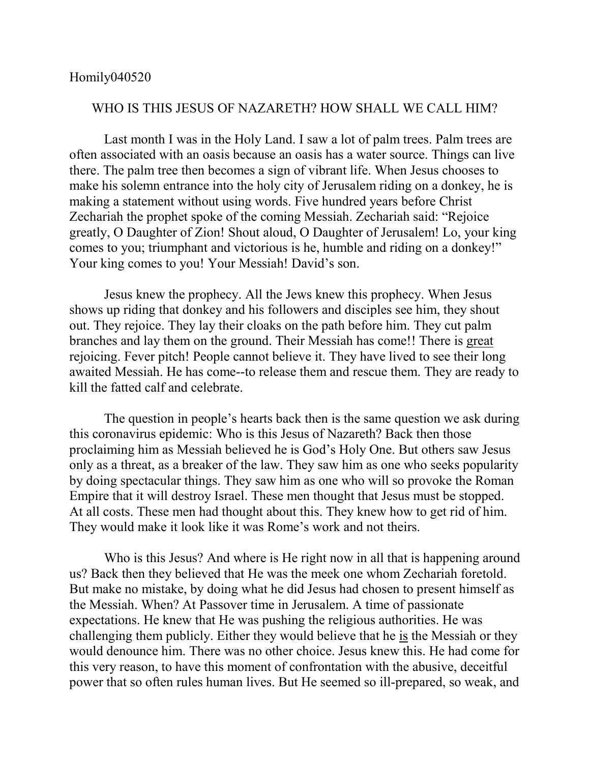Homily040520

## WHO IS THIS JESUS OF NAZARETH? HOW SHALL WE CALL HIM?

Last month I was in the Holy Land. I saw a lot of palm trees. Palm trees are often associated with an oasis because an oasis has a water source. Things can live there. The palm tree then becomes a sign of vibrant life. When Jesus chooses to make his solemn entrance into the holy city of Jerusalem riding on a donkey, he is making a statement without using words. Five hundred years before Christ Zechariah the prophet spoke of the coming Messiah. Zechariah said: "Rejoice greatly, O Daughter of Zion! Shout aloud, O Daughter of Jerusalem! Lo, your king comes to you; triumphant and victorious is he, humble and riding on a donkey!" Your king comes to you! Your Messiah! David's son.

Jesus knew the prophecy. All the Jews knew this prophecy. When Jesus shows up riding that donkey and his followers and disciples see him, they shout out. They rejoice. They lay their cloaks on the path before him. They cut palm branches and lay them on the ground. Their Messiah has come!! There is <u>great</u> rejoicing. Fever pitch! People cannot believe it. They have lived to see their long awaited Messiah. He has come--to release them and rescue them. They are ready to kill the fatted calf and celebrate.

The question in people's hearts back then is the same question we ask during this coronavirus epidemic: Who is this Jesus of Nazareth? Back then those proclaiming him as Messiah believed he is God's Holy One. But others saw Jesus only as a threat, as a breaker of the law. They saw him as one who seeks popularity by doing spectacular things. They saw him as one who will so provoke the Roman Empire that it will destroy Israel. These men thought that Jesus must be stopped. At all costs. These men had thought about this. They knew how to get rid of him. They would make it look like it was Rome's work and not theirs.

Who is this Jesus? And where is He right now in all that is happening around us? Back then they believed that He was the meek one whom Zechariah foretold. But make no mistake, by doing what he did Jesus had chosen to present himself as the Messiah. When? At Passover time in Jerusalem. A time of passionate expectations. He knew that He was pushing the religious authorities. He was challenging them publicly. Either they would believe that he <u>is</u> the Messiah or they would denounce him. There was no other choice. Jesus knew this. He had come for this very reason, to have this moment of confrontation with the abusive, deceitful power that so often rules human lives. But He seemed so ill-prepared, so weak, and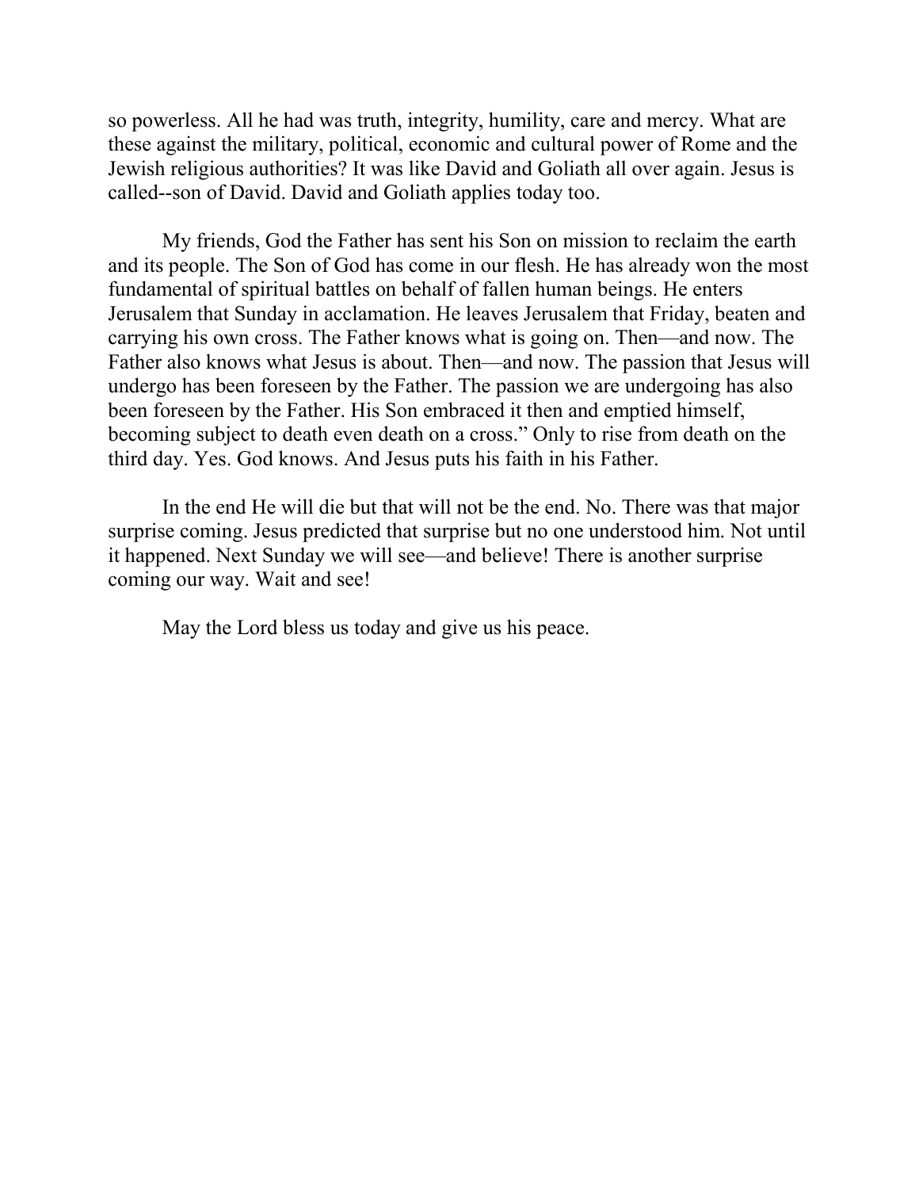so powerless. All he had was truth, integrity, humility, care and mercy. What are these against the military, political, economic and cultural power of Rome and the Jewish religious authorities? It was like David and Goliath all over again. Jesus is called--son of David. David and Goliath applies today too.

My friends, God the Father has sent his Son on mission to reclaim the earth and its people. The Son of God has come in our flesh. He has already won the most fundamental of spiritual battles on behalf of fallen human beings. He enters Jerusalem that Sunday in acclamation. He leaves Jerusalem that Friday, beaten and carrying his own cross. The Father knows what is going on. Then—and now. The Father also knows what Jesus is about. Then—and now. The passion that Jesus will undergo has been foreseen by the Father. The passion we are undergoing has also been foreseen by the Father. His Son embraced it then and emptied himself, becoming subject to death even death on a cross." Only to rise from death on the third day. Yes. God knows. And Jesus puts his faith in his Father.

In the end He will die but that will not be the end. No. There was that major surprise coming. Jesus predicted that surprise but no one understood him. Not until it happened. Next Sunday we will see—and believe! There is another surprise coming our way. Wait and see!

May the Lord bless us today and give us his peace.